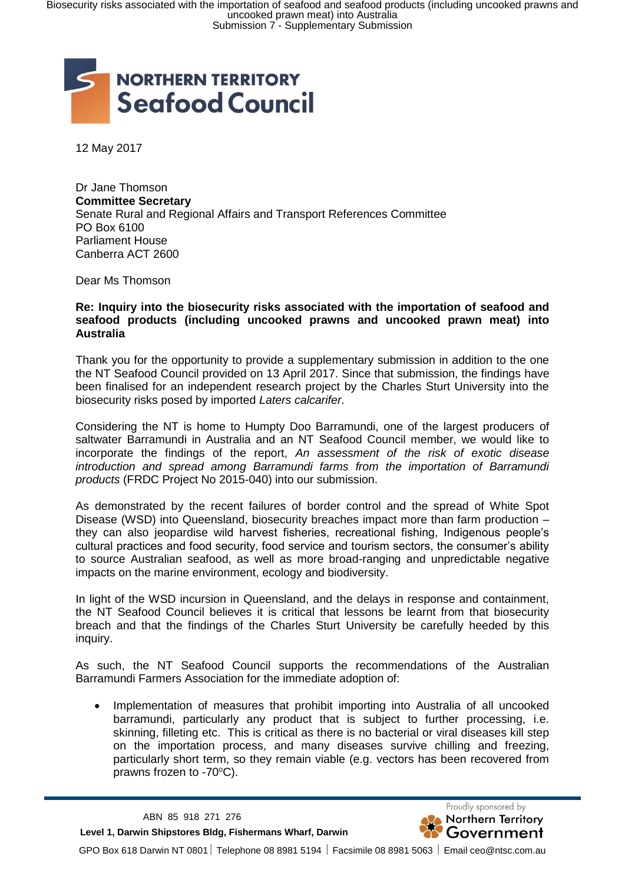NORTHERN TERRITORY
Seafood Council

12 May 2017

Dr Jane Thomson
**Committee Secretary**
Senate Rural and Regional Affairs and Transport References Committee
PO Box 6100
Parliament House
Canberra ACT 2600

Dear Ms Thomson

**Re: Inquiry into the biosecurity risks associated with the importation of seafood and seafood products (including uncooked prawns and uncooked prawn meat) into Australia**

Thank you for the opportunity to provide a supplementary submission in addition to the one the NT Seafood Council provided on 13 April 2017. Since that submission, the findings have been finalised for an independent research project by the Charles Sturt University into the biosecurity risks posed by imported *Laters calcarifer*.

Considering the NT is home to Humpty Doo Barramundi, one of the largest producers of saltwater Barramundi in Australia and an NT Seafood Council member, we would like to incorporate the findings of the report, *An assessment of the risk of exotic disease introduction and spread among Barramundi farms from the importation of Barramundi products* (FRDC Project No 2015-040) into our submission.

As demonstrated by the recent failures of border control and the spread of White Spot Disease (WSD) into Queensland, biosecurity breaches impact more than farm production – they can also jeopardise wild harvest fisheries, recreational fishing, Indigenous people's cultural practices and food security, food service and tourism sectors, the consumer's ability to source Australian seafood, as well as more broad-ranging and unpredictable negative impacts on the marine environment, ecology and biodiversity.

In light of the WSD incursion in Queensland, and the delays in response and containment, the NT Seafood Council believes it is critical that lessons be learnt from that biosecurity breach and that the findings of the Charles Sturt University be carefully heeded by this inquiry.

As such, the NT Seafood Council supports the recommendations of the Australian Barramundi Farmers Association for the immediate adoption of:

- Implementation of measures that prohibit importing into Australia of all uncooked barramundi, particularly any product that is subject to further processing, i.e. skinning, filleting etc. This is critical as there is no bacterial or viral diseases kill step on the importation process, and many diseases survive chilling and freezing, particularly short term, so they remain viable (e.g. vectors has been recovered from prawns frozen to -70°C).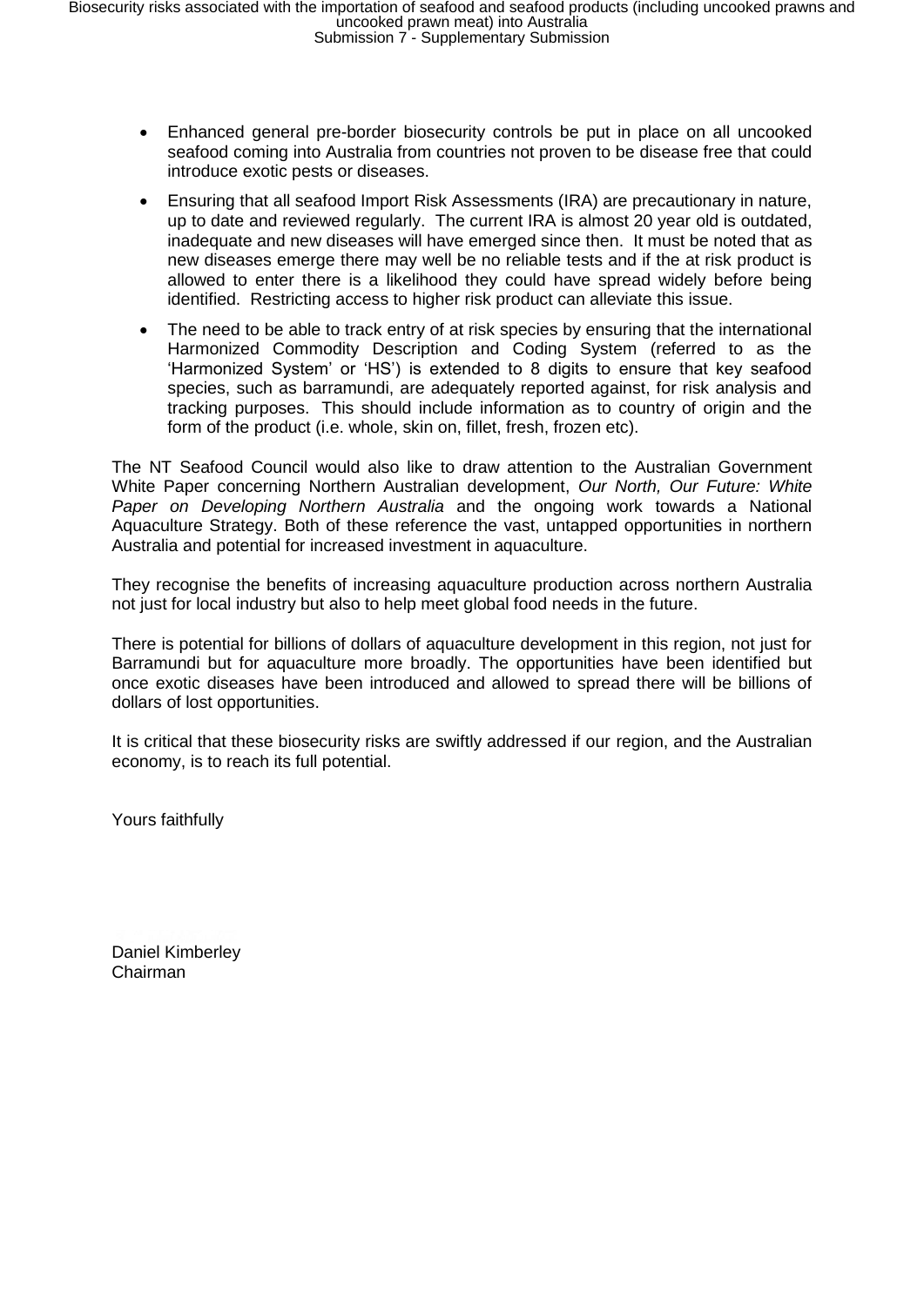- Enhanced general pre-border biosecurity controls be put in place on all uncooked seafood coming into Australia from countries not proven to be disease free that could introduce exotic pests or diseases.
- Ensuring that all seafood Import Risk Assessments (IRA) are precautionary in nature, up to date and reviewed regularly. The current IRA is almost 20 year old is outdated, inadequate and new diseases will have emerged since then. It must be noted that as new diseases emerge there may well be no reliable tests and if the at risk product is allowed to enter there is a likelihood they could have spread widely before being identified. Restricting access to higher risk product can alleviate this issue.
- The need to be able to track entry of at risk species by ensuring that the international Harmonized Commodity Description and Coding System (referred to as the 'Harmonized System' or 'HS') is extended to 8 digits to ensure that key seafood species, such as barramundi, are adequately reported against, for risk analysis and tracking purposes. This should include information as to country of origin and the form of the product (i.e. whole, skin on, fillet, fresh, frozen etc).

The NT Seafood Council would also like to draw attention to the Australian Government White Paper concerning Northern Australian development, *Our North, Our Future: White Paper on Developing Northern Australia* and the ongoing work towards a National Aquaculture Strategy. Both of these reference the vast, untapped opportunities in northern Australia and potential for increased investment in aquaculture.

They recognise the benefits of increasing aquaculture production across northern Australia not just for local industry but also to help meet global food needs in the future.

There is potential for billions of dollars of aquaculture development in this region, not just for Barramundi but for aquaculture more broadly. The opportunities have been identified but once exotic diseases have been introduced and allowed to spread there will be billions of dollars of lost opportunities.

It is critical that these biosecurity risks are swiftly addressed if our region, and the Australian economy, is to reach its full potential.

Yours faithfully

Daniel Kimberley
Chairman